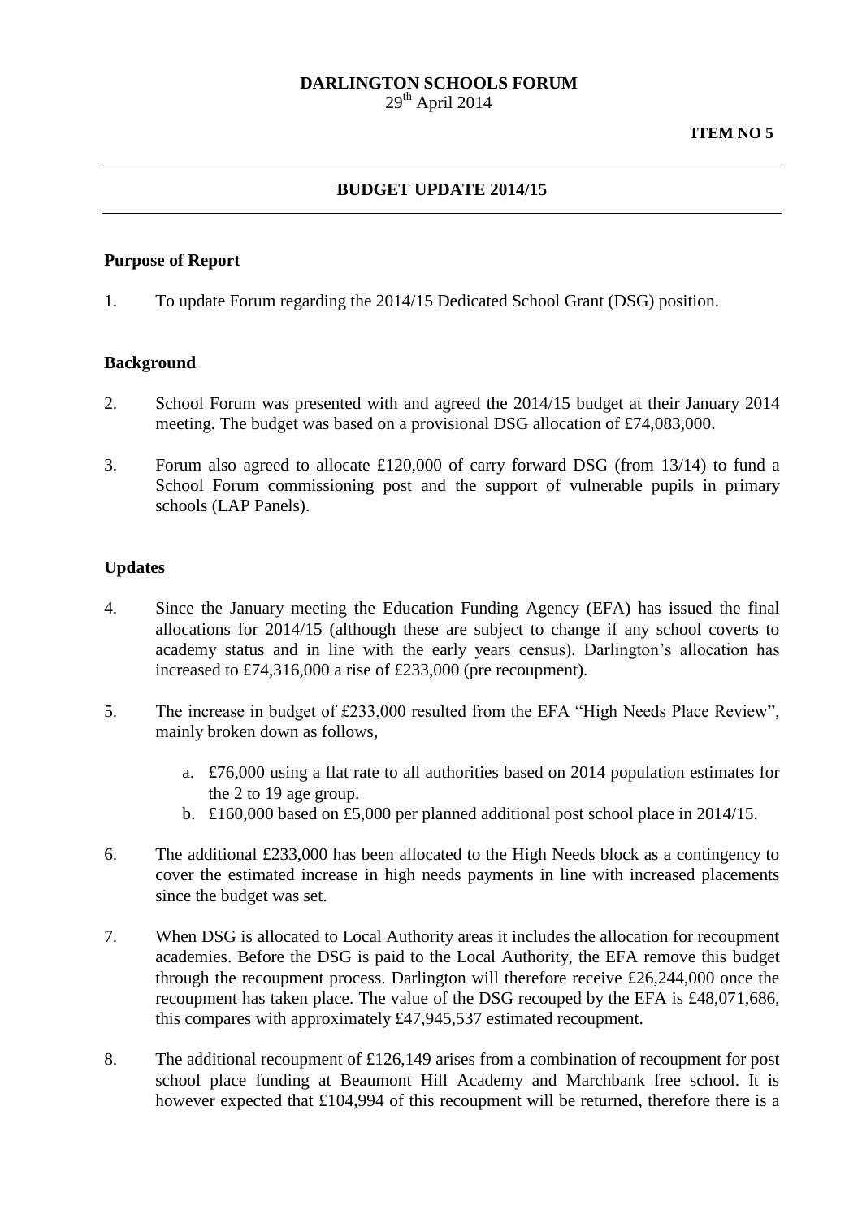**DARLINGTON SCHOOLS FORUM**
29th April 2014

**ITEM NO 5**

---

**BUDGET UPDATE 2014/15**

---

**Purpose of Report**

1. To update Forum regarding the 2014/15 Dedicated School Grant (DSG) position.

**Background**

2. School Forum was presented with and agreed the 2014/15 budget at their January 2014 meeting. The budget was based on a provisional DSG allocation of £74,083,000.

3. Forum also agreed to allocate £120,000 of carry forward DSG (from 13/14) to fund a School Forum commissioning post and the support of vulnerable pupils in primary schools (LAP Panels).

**Updates**

4. Since the January meeting the Education Funding Agency (EFA) has issued the final allocations for 2014/15 (although these are subject to change if any school coverts to academy status and in line with the early years census). Darlington's allocation has increased to £74,316,000 a rise of £233,000 (pre recoupment).

5. The increase in budget of £233,000 resulted from the EFA "High Needs Place Review", mainly broken down as follows,

   a. £76,000 using a flat rate to all authorities based on 2014 population estimates for the 2 to 19 age group.
   b. £160,000 based on £5,000 per planned additional post school place in 2014/15.

6. The additional £233,000 has been allocated to the High Needs block as a contingency to cover the estimated increase in high needs payments in line with increased placements since the budget was set.

7. When DSG is allocated to Local Authority areas it includes the allocation for recoupment academies. Before the DSG is paid to the Local Authority, the EFA remove this budget through the recoupment process. Darlington will therefore receive £26,244,000 once the recoupment has taken place. The value of the DSG recouped by the EFA is £48,071,686, this compares with approximately £47,945,537 estimated recoupment.

8. The additional recoupment of £126,149 arises from a combination of recoupment for post school place funding at Beaumont Hill Academy and Marchbank free school. It is however expected that £104,994 of this recoupment will be returned, therefore there is a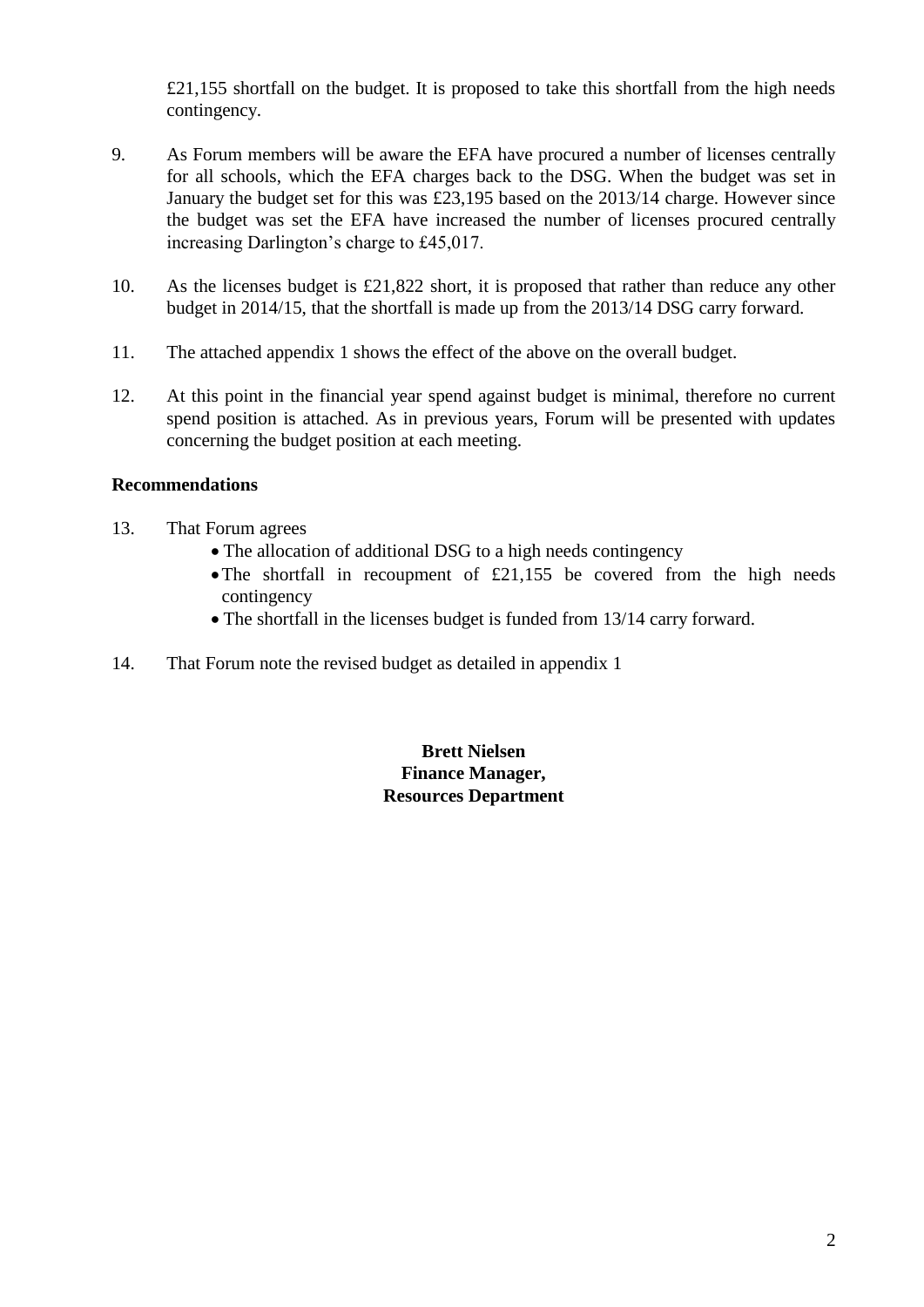£21,155 shortfall on the budget. It is proposed to take this shortfall from the high needs contingency.

9. As Forum members will be aware the EFA have procured a number of licenses centrally for all schools, which the EFA charges back to the DSG. When the budget was set in January the budget set for this was £23,195 based on the 2013/14 charge. However since the budget was set the EFA have increased the number of licenses procured centrally increasing Darlington's charge to £45,017.

10. As the licenses budget is £21,822 short, it is proposed that rather than reduce any other budget in 2014/15, that the shortfall is made up from the 2013/14 DSG carry forward.

11. The attached appendix 1 shows the effect of the above on the overall budget.

12. At this point in the financial year spend against budget is minimal, therefore no current spend position is attached. As in previous years, Forum will be presented with updates concerning the budget position at each meeting.

**Recommendations**

13. That Forum agrees
    - The allocation of additional DSG to a high needs contingency
    - The shortfall in recoupment of £21,155 be covered from the high needs contingency
    - The shortfall in the licenses budget is funded from 13/14 carry forward.

14. That Forum note the revised budget as detailed in appendix 1

**Brett Nielsen**
**Finance Manager,**
**Resources Department**